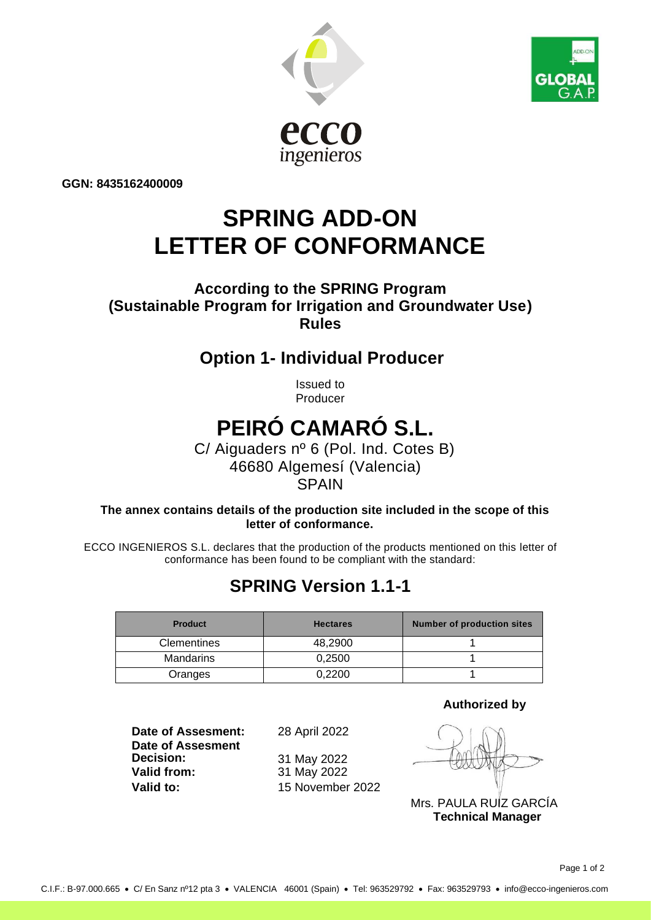GGN: 8435162400009

# SPRING ADD-ON
# LETTER OF CONFORMANCE

### According to the SPRING Program (Sustainable Program for Irrigation and Groundwater Use) Rules

## Option 1- Individual Producer

Issued to
Producer

# PEIRÓ CAMARÓ S.L.

C/ Aiguaders nº 6 (Pol. Ind. Cotes B)
46680 Algemesí (Valencia)
SPAIN

**The annex contains details of the production site included in the scope of this letter of conformance.**

ECCO INGENIEROS S.L. declares that the production of the products mentioned on this letter of conformance has been found to be compliant with the standard:

## SPRING Version 1.1-1

| Product | Hectares | Number of production sites |
|---|---|---|
| Clementines | 48,2900 | 1 |
| Mandarins | 0,2500 | 1 |
| Oranges | 0,2200 | 1 |

**Date of Assesment:** 28 April 2022
**Date of Assesment Decision:** 31 May 2022
**Valid from:** 31 May 2022
**Valid to:** 15 November 2022

**Authorized by**

Mrs. PAULA RUIZ GARCÍA
**Technical Manager**

C.I.F.: B-97.000.665 • C/ En Sanz nº12 pta 3 • VALENCIA 46001 (Spain) • Tel: 963529792 • Fax: 963529793 • info@ecco-ingenieros.com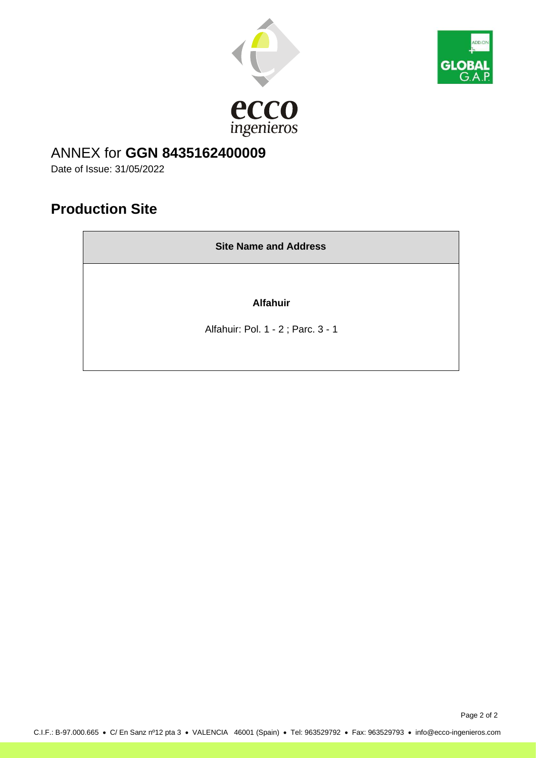# ANNEX for **GGN 8435162400009**

Date of Issue: 31/05/2022

## Production Site

| Site Name and Address |
|---|
| **Alfahuir**<br>Alfahuir: Pol. 1 - 2 ; Parc. 3 - 1 |

C.I.F.: B-97.000.665 • C/ En Sanz nº12 pta 3 • VALENCIA 46001 (Spain) • Tel: 963529792 • Fax: 963529793 • info@ecco-ingenieros.com